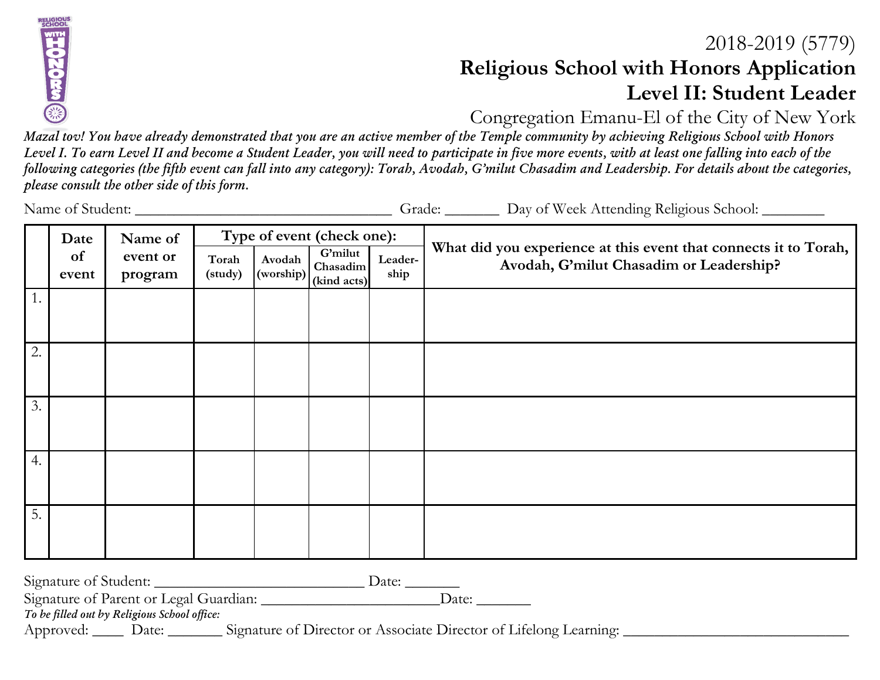2018-2019 (5779)

# Religious School with Honors Application
## Level II: Student Leader

Congregation Emanu-El of the City of New York

***Mazal tov! You have already demonstrated that you are an active member of the Temple community by achieving Religious School with Honors Level I. To earn Level II and become a Student Leader, you will need to participate in five more events, with at least one falling into each of the following categories (the fifth event can fall into any category): Torah, Avodah, G'milut Chasadim and Leadership. For details about the categories, please consult the other side of this form.***

Name of Student: ________________________________ Grade: _______ Day of Week Attending Religious School: ________

| | Date of event | Name of event or program | Type of event (check one): | | | | What did you experience at this event that connects it to Torah, Avodah, G'milut Chasadim or Leadership? |
|---|---|---|---|---|---|---|---|
| | | | Torah (study) | Avodah (worship) | G'milut Chasadim (kind acts) | Leader-ship | |
| 1. | | | | | | | |
| 2. | | | | | | | |
| 3. | | | | | | | |
| 4. | | | | | | | |
| 5. | | | | | | | |

Signature of Student: ___________________________ Date: _______

Signature of Parent or Legal Guardian: _______________________Date: _______

***To be filled out by Religious School office:***

Approved: ____ Date: _______ Signature of Director or Associate Director of Lifelong Learning: ___________________________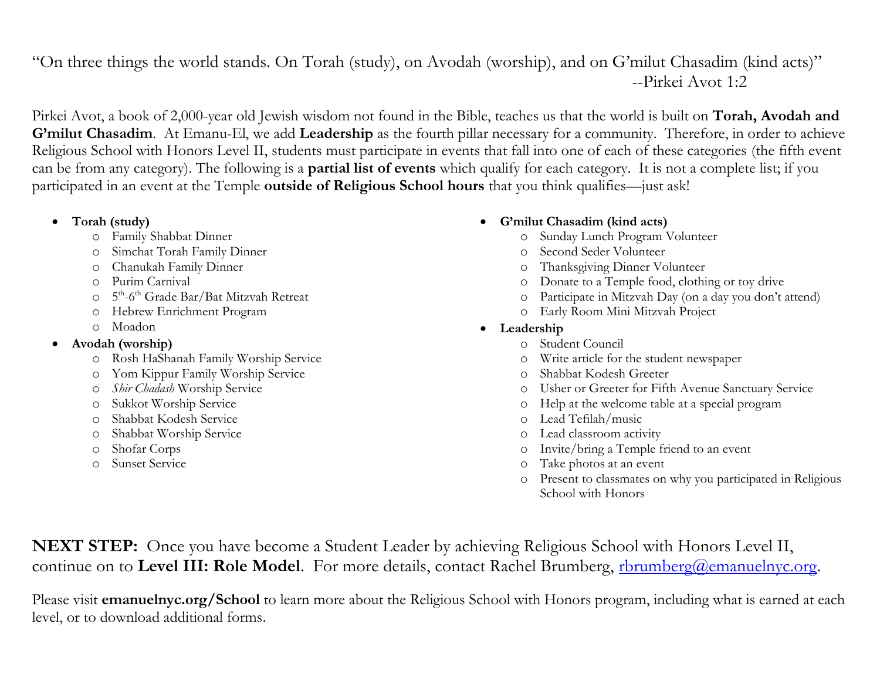"On three things the world stands. On Torah (study), on Avodah (worship), and on G'milut Chasadim (kind acts)"
--Pirkei Avot 1:2

Pirkei Avot, a book of 2,000-year old Jewish wisdom not found in the Bible, teaches us that the world is built on **Torah, Avodah and G'milut Chasadim**. At Emanu-El, we add **Leadership** as the fourth pillar necessary for a community. Therefore, in order to achieve Religious School with Honors Level II, students must participate in events that fall into one of each of these categories (the fifth event can be from any category). The following is a **partial list of events** which qualify for each category. It is not a complete list; if you participated in an event at the Temple **outside of Religious School hours** that you think qualifies—just ask!

- **Torah (study)**
  - Family Shabbat Dinner
  - Simchat Torah Family Dinner
  - Chanukah Family Dinner
  - Purim Carnival
  - 5th-6th Grade Bar/Bat Mitzvah Retreat
  - Hebrew Enrichment Program
  - Moadon
- **Avodah (worship)**
  - Rosh HaShanah Family Worship Service
  - Yom Kippur Family Worship Service
  - *Shir Chadash* Worship Service
  - Sukkot Worship Service
  - Shabbat Kodesh Service
  - Shabbat Worship Service
  - Shofar Corps
  - Sunset Service
- **G'milut Chasadim (kind acts)**
  - Sunday Lunch Program Volunteer
  - Second Seder Volunteer
  - Thanksgiving Dinner Volunteer
  - Donate to a Temple food, clothing or toy drive
  - Participate in Mitzvah Day (on a day you don't attend)
  - Early Room Mini Mitzvah Project
- **Leadership**
  - Student Council
  - Write article for the student newspaper
  - Shabbat Kodesh Greeter
  - Usher or Greeter for Fifth Avenue Sanctuary Service
  - Help at the welcome table at a special program
  - Lead Tefilah/music
  - Lead classroom activity
  - Invite/bring a Temple friend to an event
  - Take photos at an event
  - Present to classmates on why you participated in Religious School with Honors

**NEXT STEP:** Once you have become a Student Leader by achieving Religious School with Honors Level II, continue on to **Level III: Role Model**. For more details, contact Rachel Brumberg, rbrumberg@emanuelnyc.org.

Please visit **emanuelnyc.org/School** to learn more about the Religious School with Honors program, including what is earned at each level, or to download additional forms.